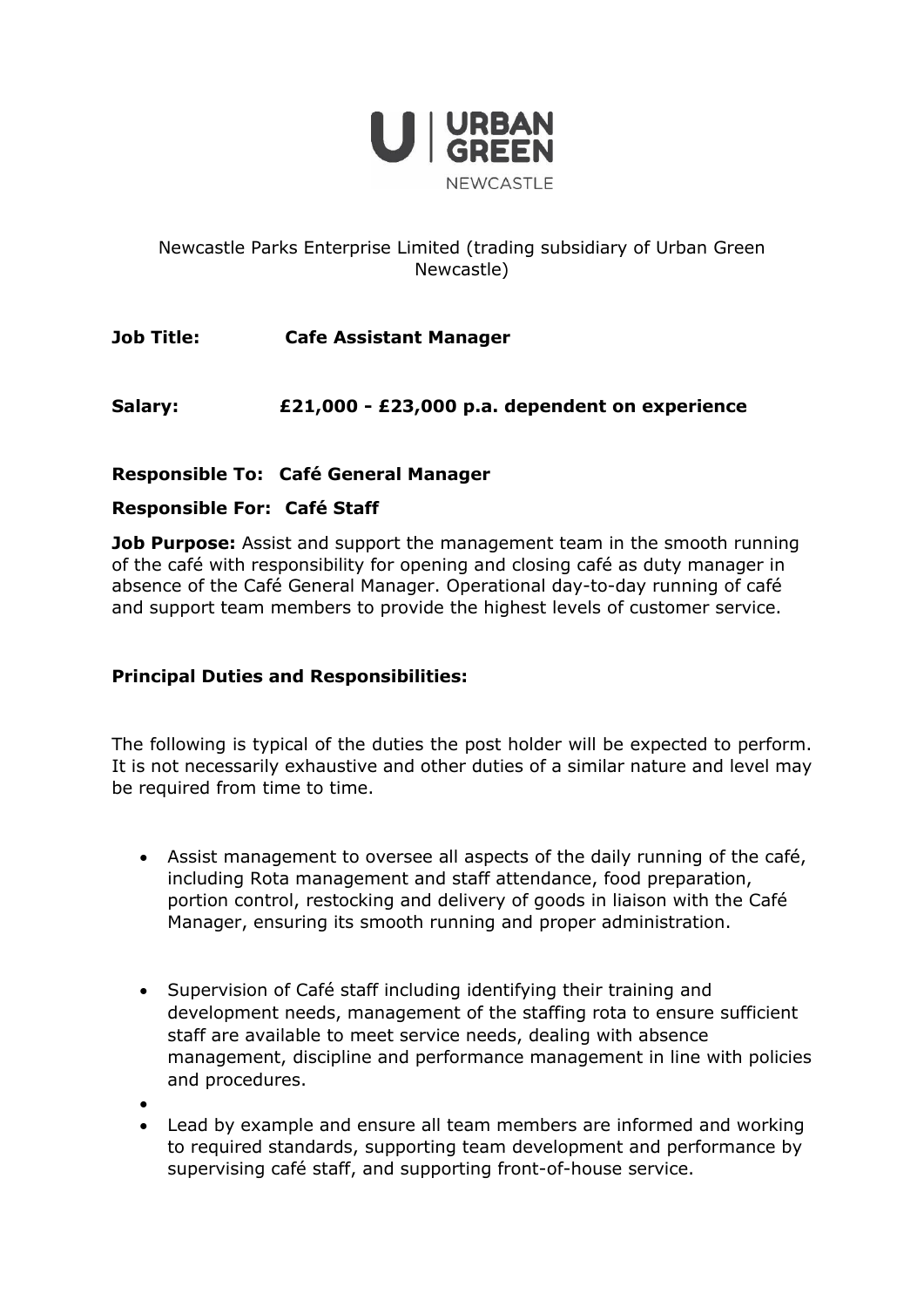URBAN GREEN

NEWCASTLE

Newcastle Parks Enterprise Limited (trading subsidiary of Urban Green Newcastle)

**Job Title:** **Cafe Assistant Manager**

**Salary:** **£21,000 - £23,000 p.a. dependent on experience**

**Responsible To:** **Café General Manager**

**Responsible For:** **Café Staff**

**Job Purpose:** Assist and support the management team in the smooth running of the café with responsibility for opening and closing café as duty manager in absence of the Café General Manager. Operational day-to-day running of café and support team members to provide the highest levels of customer service.

**Principal Duties and Responsibilities:**

The following is typical of the duties the post holder will be expected to perform. It is not necessarily exhaustive and other duties of a similar nature and level may be required from time to time.

- Assist management to oversee all aspects of the daily running of the café, including Rota management and staff attendance, food preparation, portion control, restocking and delivery of goods in liaison with the Café Manager, ensuring its smooth running and proper administration.
- Supervision of Café staff including identifying their training and development needs, management of the staffing rota to ensure sufficient staff are available to meet service needs, dealing with absence management, discipline and performance management in line with policies and procedures.
- Lead by example and ensure all team members are informed and working to required standards, supporting team development and performance by supervising café staff, and supporting front-of-house service.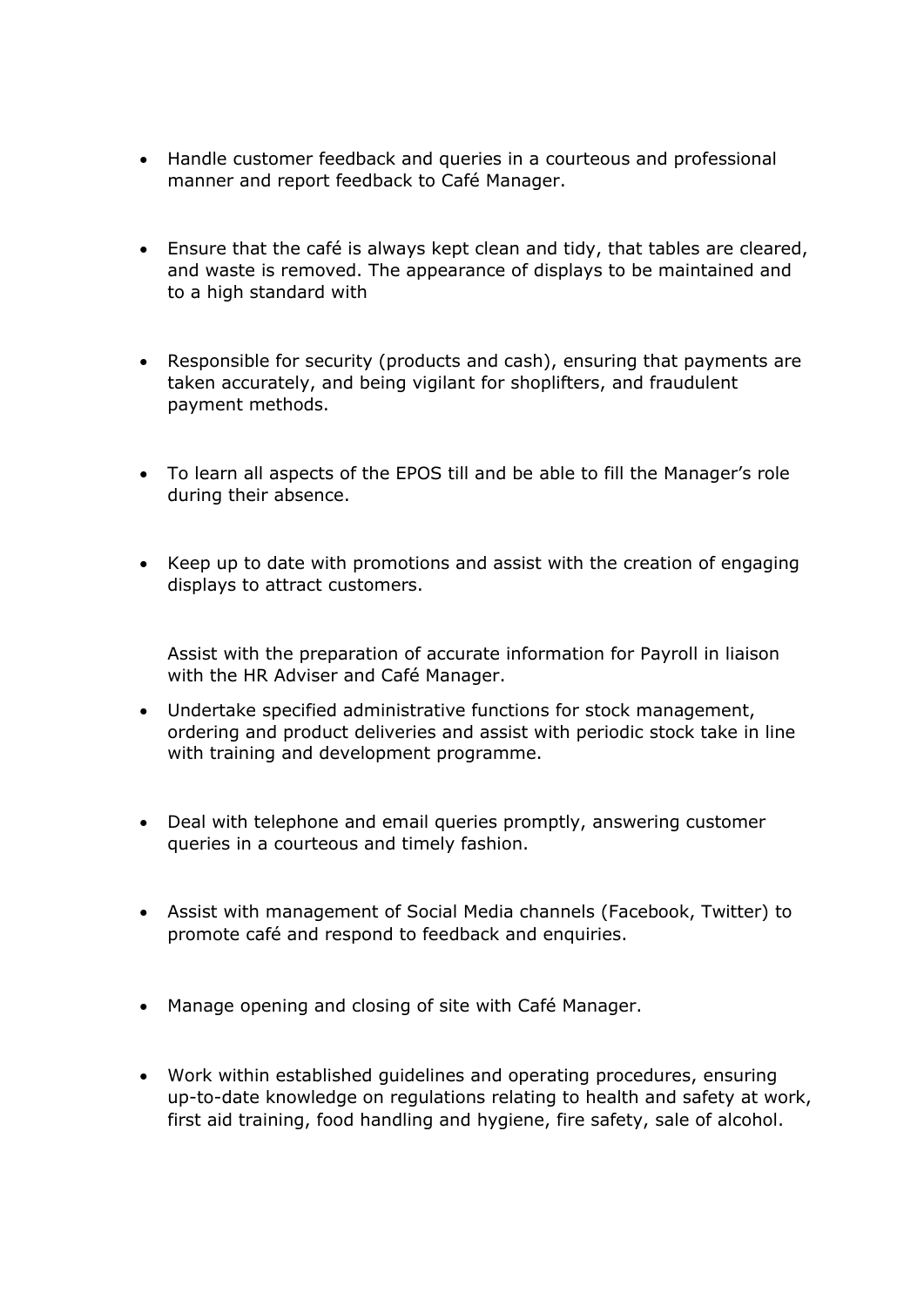- Handle customer feedback and queries in a courteous and professional manner and report feedback to Café Manager.

- Ensure that the café is always kept clean and tidy, that tables are cleared, and waste is removed. The appearance of displays to be maintained and to a high standard with

- Responsible for security (products and cash), ensuring that payments are taken accurately, and being vigilant for shoplifters, and fraudulent payment methods.

- To learn all aspects of the EPOS till and be able to fill the Manager's role during their absence.

- Keep up to date with promotions and assist with the creation of engaging displays to attract customers.

  Assist with the preparation of accurate information for Payroll in liaison with the HR Adviser and Café Manager.

- Undertake specified administrative functions for stock management, ordering and product deliveries and assist with periodic stock take in line with training and development programme.

- Deal with telephone and email queries promptly, answering customer queries in a courteous and timely fashion.

- Assist with management of Social Media channels (Facebook, Twitter) to promote café and respond to feedback and enquiries.

- Manage opening and closing of site with Café Manager.

- Work within established guidelines and operating procedures, ensuring up-to-date knowledge on regulations relating to health and safety at work, first aid training, food handling and hygiene, fire safety, sale of alcohol.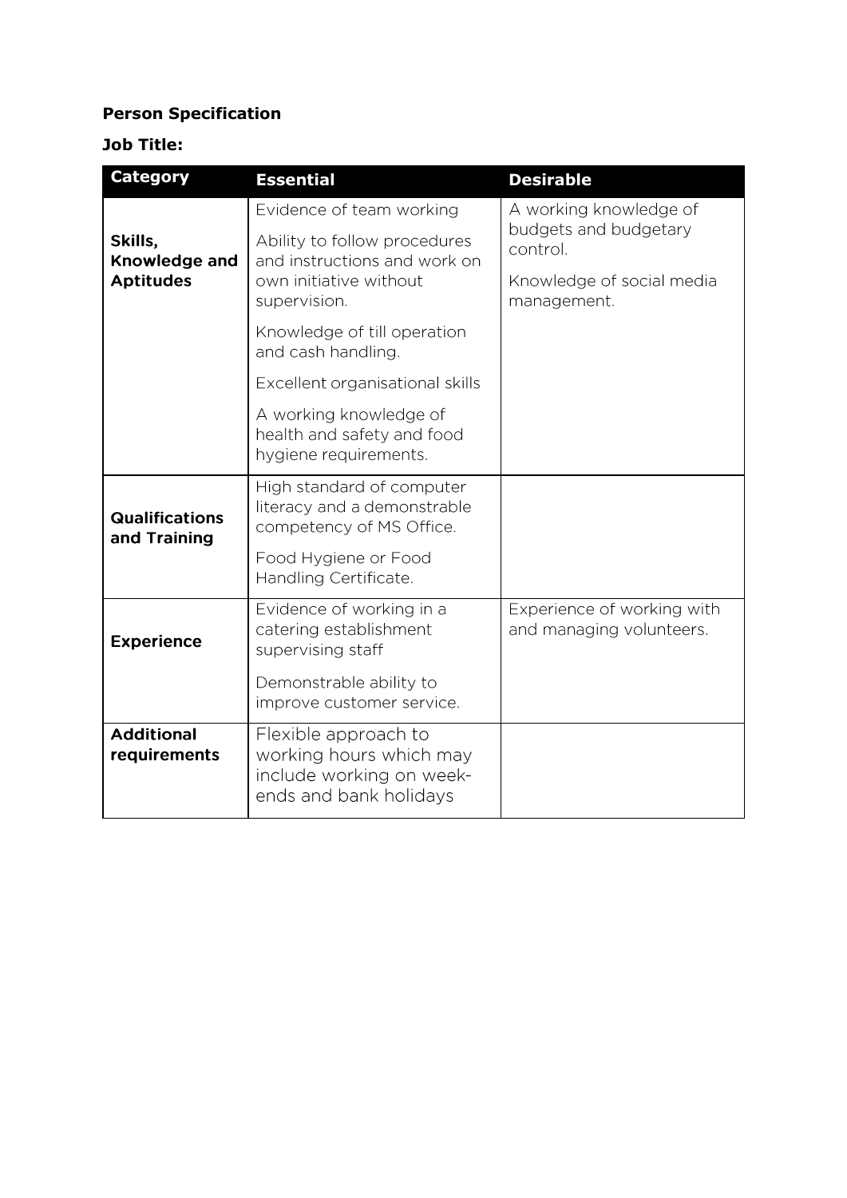**Person Specification**

**Job Title:**

| Category | Essential | Desirable |
|---|---|---|
| **Skills, Knowledge and Aptitudes** | Evidence of team working<br><br>Ability to follow procedures and instructions and work on own initiative without supervision.<br><br>Knowledge of till operation and cash handling.<br><br>Excellent organisational skills<br><br>A working knowledge of health and safety and food hygiene requirements. | A working knowledge of budgets and budgetary control.<br><br>Knowledge of social media management. |
| **Qualifications and Training** | High standard of computer literacy and a demonstrable competency of MS Office.<br><br>Food Hygiene or Food Handling Certificate. | |
| **Experience** | Evidence of working in a catering establishment supervising staff<br><br>Demonstrable ability to improve customer service. | Experience of working with and managing volunteers. |
| **Additional requirements** | Flexible approach to working hours which may include working on week-ends and bank holidays | |